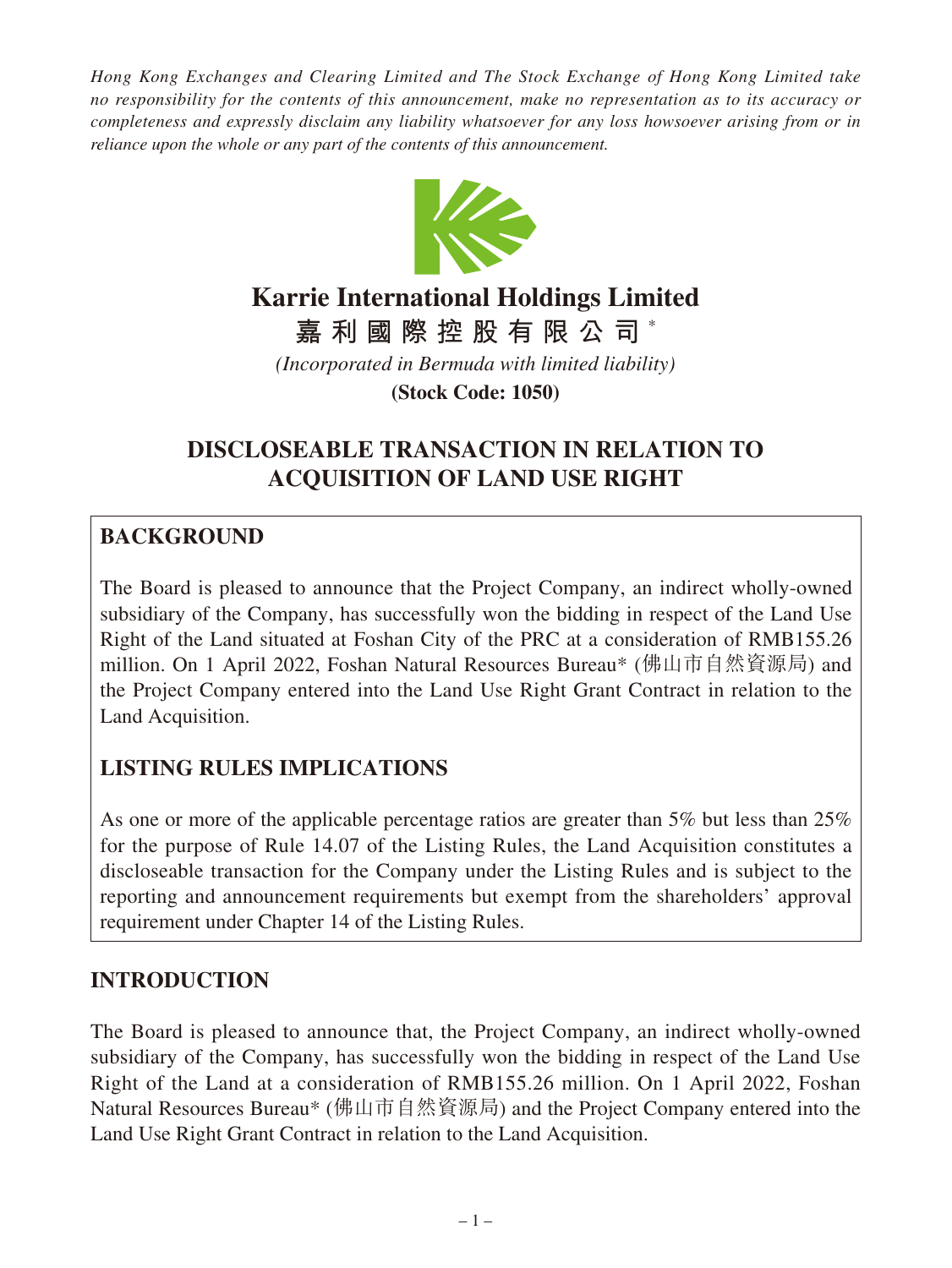*Hong Kong Exchanges and Clearing Limited and The Stock Exchange of Hong Kong Limited take no responsibility for the contents of this announcement, make no representation as to its accuracy or completeness and expressly disclaim any liability whatsoever for any loss howsoever arising from or in reliance upon the whole or any part of the contents of this announcement.*

# Karrie International Holdings Limited

**嘉利國際控股有限公司** *

*(Incorporated in Bermuda with limited liability)*

**(Stock Code: 1050)**

## DISCLOSEABLE TRANSACTION IN RELATION TO ACQUISITION OF LAND USE RIGHT

### BACKGROUND

The Board is pleased to announce that the Project Company, an indirect wholly-owned subsidiary of the Company, has successfully won the bidding in respect of the Land Use Right of the Land situated at Foshan City of the PRC at a consideration of RMB155.26 million. On 1 April 2022, Foshan Natural Resources Bureau* (佛山市自然資源局) and the Project Company entered into the Land Use Right Grant Contract in relation to the Land Acquisition.

### LISTING RULES IMPLICATIONS

As one or more of the applicable percentage ratios are greater than 5% but less than 25% for the purpose of Rule 14.07 of the Listing Rules, the Land Acquisition constitutes a discloseable transaction for the Company under the Listing Rules and is subject to the reporting and announcement requirements but exempt from the shareholders' approval requirement under Chapter 14 of the Listing Rules.

## INTRODUCTION

The Board is pleased to announce that, the Project Company, an indirect wholly-owned subsidiary of the Company, has successfully won the bidding in respect of the Land Use Right of the Land at a consideration of RMB155.26 million. On 1 April 2022, Foshan Natural Resources Bureau* (佛山市自然資源局) and the Project Company entered into the Land Use Right Grant Contract in relation to the Land Acquisition.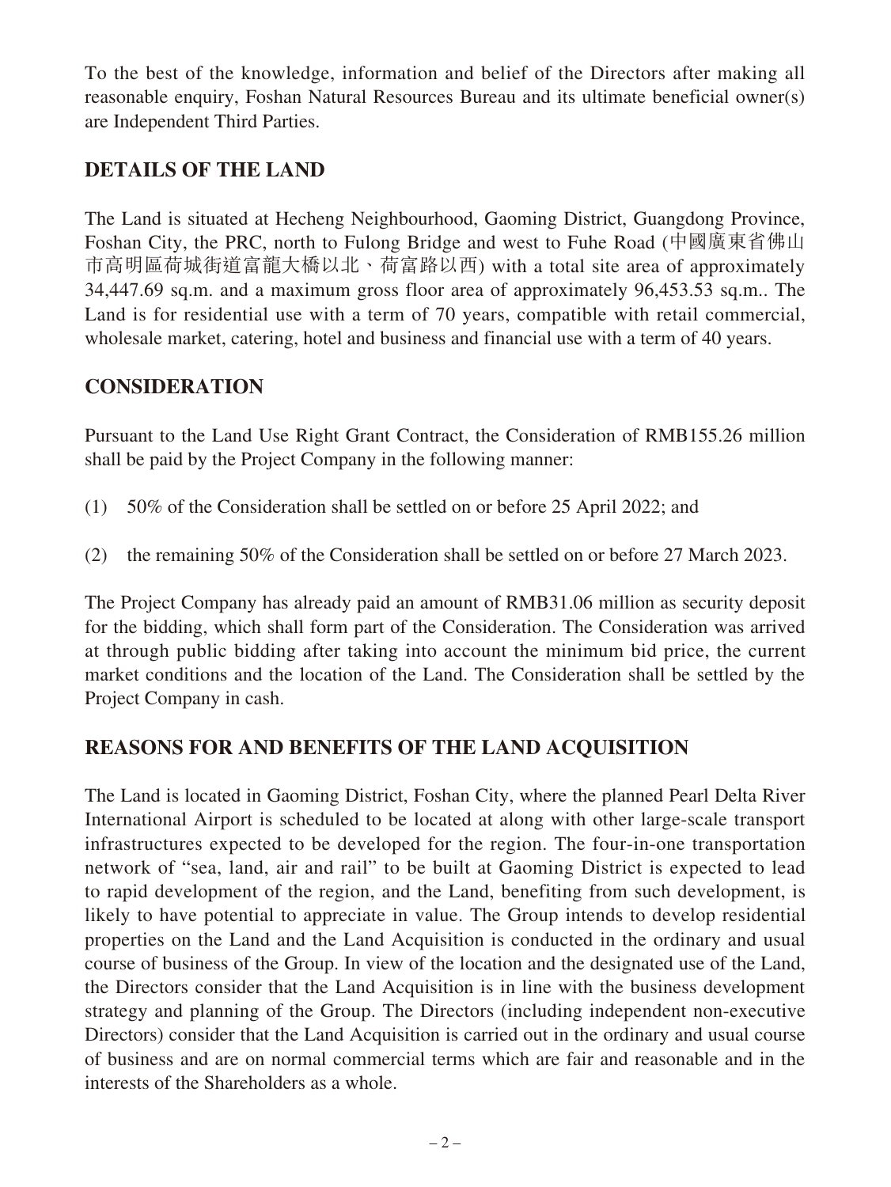To the best of the knowledge, information and belief of the Directors after making all reasonable enquiry, Foshan Natural Resources Bureau and its ultimate beneficial owner(s) are Independent Third Parties.

## DETAILS OF THE LAND

The Land is situated at Hecheng Neighbourhood, Gaoming District, Guangdong Province, Foshan City, the PRC, north to Fulong Bridge and west to Fuhe Road (中國廣東省佛山市高明區荷城街道富龍大橋以北、荷富路以西) with a total site area of approximately 34,447.69 sq.m. and a maximum gross floor area of approximately 96,453.53 sq.m.. The Land is for residential use with a term of 70 years, compatible with retail commercial, wholesale market, catering, hotel and business and financial use with a term of 40 years.

## CONSIDERATION

Pursuant to the Land Use Right Grant Contract, the Consideration of RMB155.26 million shall be paid by the Project Company in the following manner:

(1) 50% of the Consideration shall be settled on or before 25 April 2022; and

(2) the remaining 50% of the Consideration shall be settled on or before 27 March 2023.

The Project Company has already paid an amount of RMB31.06 million as security deposit for the bidding, which shall form part of the Consideration. The Consideration was arrived at through public bidding after taking into account the minimum bid price, the current market conditions and the location of the Land. The Consideration shall be settled by the Project Company in cash.

## REASONS FOR AND BENEFITS OF THE LAND ACQUISITION

The Land is located in Gaoming District, Foshan City, where the planned Pearl Delta River International Airport is scheduled to be located at along with other large-scale transport infrastructures expected to be developed for the region. The four-in-one transportation network of "sea, land, air and rail" to be built at Gaoming District is expected to lead to rapid development of the region, and the Land, benefiting from such development, is likely to have potential to appreciate in value. The Group intends to develop residential properties on the Land and the Land Acquisition is conducted in the ordinary and usual course of business of the Group. In view of the location and the designated use of the Land, the Directors consider that the Land Acquisition is in line with the business development strategy and planning of the Group. The Directors (including independent non-executive Directors) consider that the Land Acquisition is carried out in the ordinary and usual course of business and are on normal commercial terms which are fair and reasonable and in the interests of the Shareholders as a whole.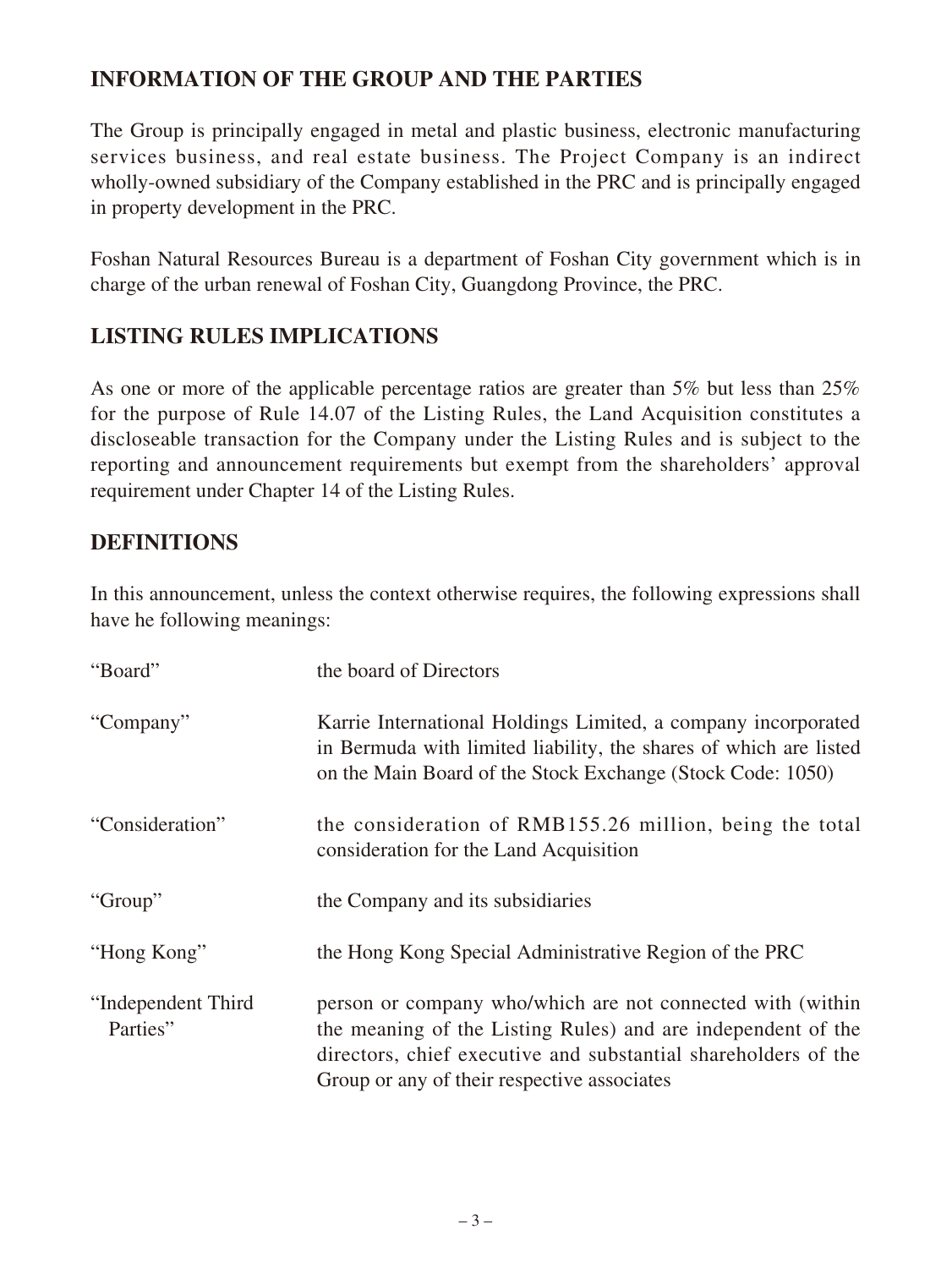## INFORMATION OF THE GROUP AND THE PARTIES

The Group is principally engaged in metal and plastic business, electronic manufacturing services business, and real estate business. The Project Company is an indirect wholly-owned subsidiary of the Company established in the PRC and is principally engaged in property development in the PRC.

Foshan Natural Resources Bureau is a department of Foshan City government which is in charge of the urban renewal of Foshan City, Guangdong Province, the PRC.

## LISTING RULES IMPLICATIONS

As one or more of the applicable percentage ratios are greater than 5% but less than 25% for the purpose of Rule 14.07 of the Listing Rules, the Land Acquisition constitutes a discloseable transaction for the Company under the Listing Rules and is subject to the reporting and announcement requirements but exempt from the shareholders' approval requirement under Chapter 14 of the Listing Rules.

## DEFINITIONS

In this announcement, unless the context otherwise requires, the following expressions shall have he following meanings:

| | |
|---|---|
| "Board" | the board of Directors |
| "Company" | Karrie International Holdings Limited, a company incorporated in Bermuda with limited liability, the shares of which are listed on the Main Board of the Stock Exchange (Stock Code: 1050) |
| "Consideration" | the consideration of RMB155.26 million, being the total consideration for the Land Acquisition |
| "Group" | the Company and its subsidiaries |
| "Hong Kong" | the Hong Kong Special Administrative Region of the PRC |
| "Independent Third Parties" | person or company who/which are not connected with (within the meaning of the Listing Rules) and are independent of the directors, chief executive and substantial shareholders of the Group or any of their respective associates |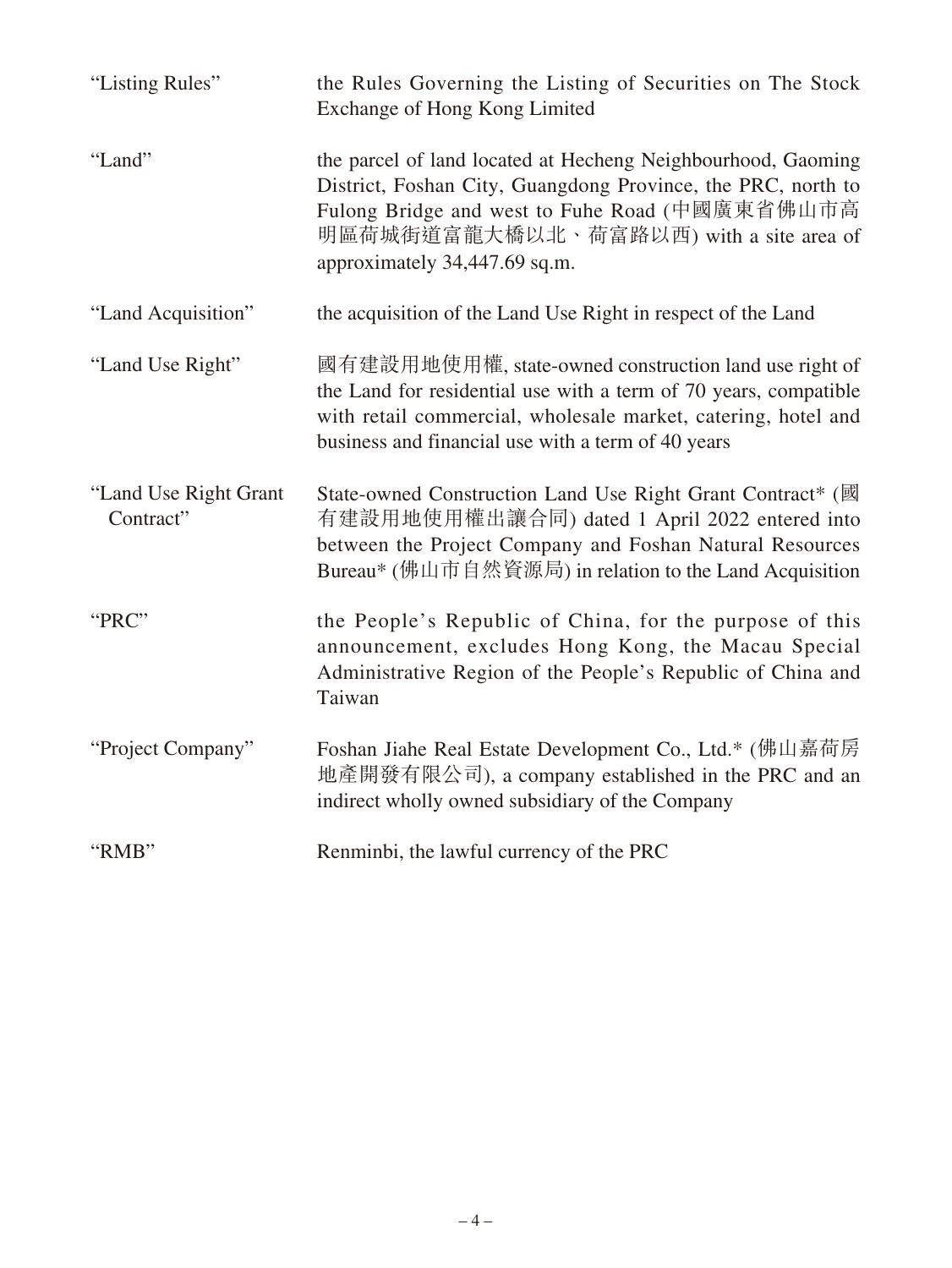| | |
|---|---|
| "Listing Rules" | the Rules Governing the Listing of Securities on The Stock Exchange of Hong Kong Limited |
| "Land" | the parcel of land located at Hecheng Neighbourhood, Gaoming District, Foshan City, Guangdong Province, the PRC, north to Fulong Bridge and west to Fuhe Road (中國廣東省佛山市高明區荷城街道富龍大橋以北、荷富路以西) with a site area of approximately 34,447.69 sq.m. |
| "Land Acquisition" | the acquisition of the Land Use Right in respect of the Land |
| "Land Use Right" | 國有建設用地使用權, state-owned construction land use right of the Land for residential use with a term of 70 years, compatible with retail commercial, wholesale market, catering, hotel and business and financial use with a term of 40 years |
| "Land Use Right Grant Contract" | State-owned Construction Land Use Right Grant Contract* (國有建設用地使用權出讓合同) dated 1 April 2022 entered into between the Project Company and Foshan Natural Resources Bureau* (佛山市自然資源局) in relation to the Land Acquisition |
| "PRC" | the People's Republic of China, for the purpose of this announcement, excludes Hong Kong, the Macau Special Administrative Region of the People's Republic of China and Taiwan |
| "Project Company" | Foshan Jiahe Real Estate Development Co., Ltd.* (佛山嘉荷房地產開發有限公司), a company established in the PRC and an indirect wholly owned subsidiary of the Company |
| "RMB" | Renminbi, the lawful currency of the PRC |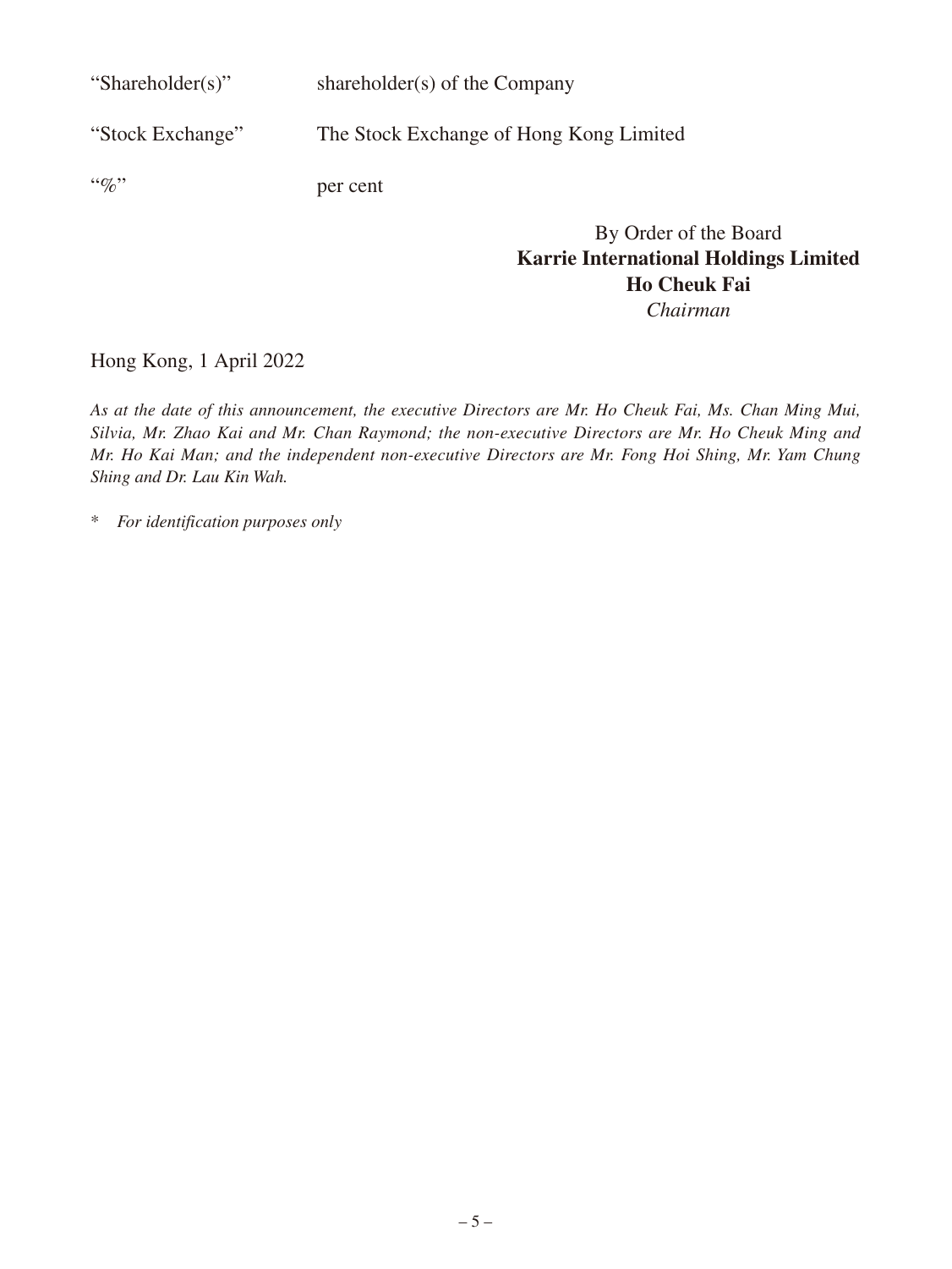| | |
|---|---|
| "Shareholder(s)" | shareholder(s) of the Company |
| "Stock Exchange" | The Stock Exchange of Hong Kong Limited |
| "%" | per cent |

By Order of the Board
**Karrie International Holdings Limited**
**Ho Cheuk Fai**
*Chairman*

Hong Kong, 1 April 2022

*As at the date of this announcement, the executive Directors are Mr. Ho Cheuk Fai, Ms. Chan Ming Mui, Silvia, Mr. Zhao Kai and Mr. Chan Raymond; the non-executive Directors are Mr. Ho Cheuk Ming and Mr. Ho Kai Man; and the independent non-executive Directors are Mr. Fong Hoi Shing, Mr. Yam Chung Shing and Dr. Lau Kin Wah.*

\* *For identification purposes only*